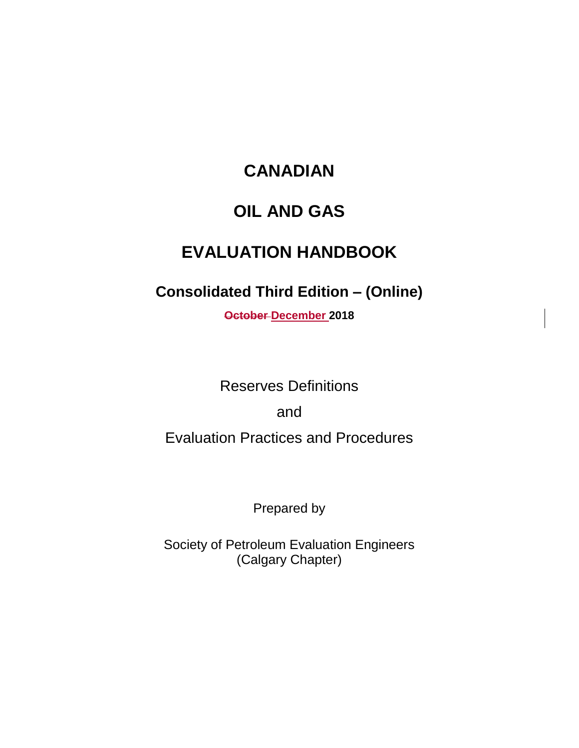# CANADIAN

# OIL AND GAS

# EVALUATION HANDBOOK

## Consolidated Third Edition – (Online)

**~~October~~ December 2018**

Reserves Definitions

and

Evaluation Practices and Procedures

Prepared by

Society of Petroleum Evaluation Engineers
(Calgary Chapter)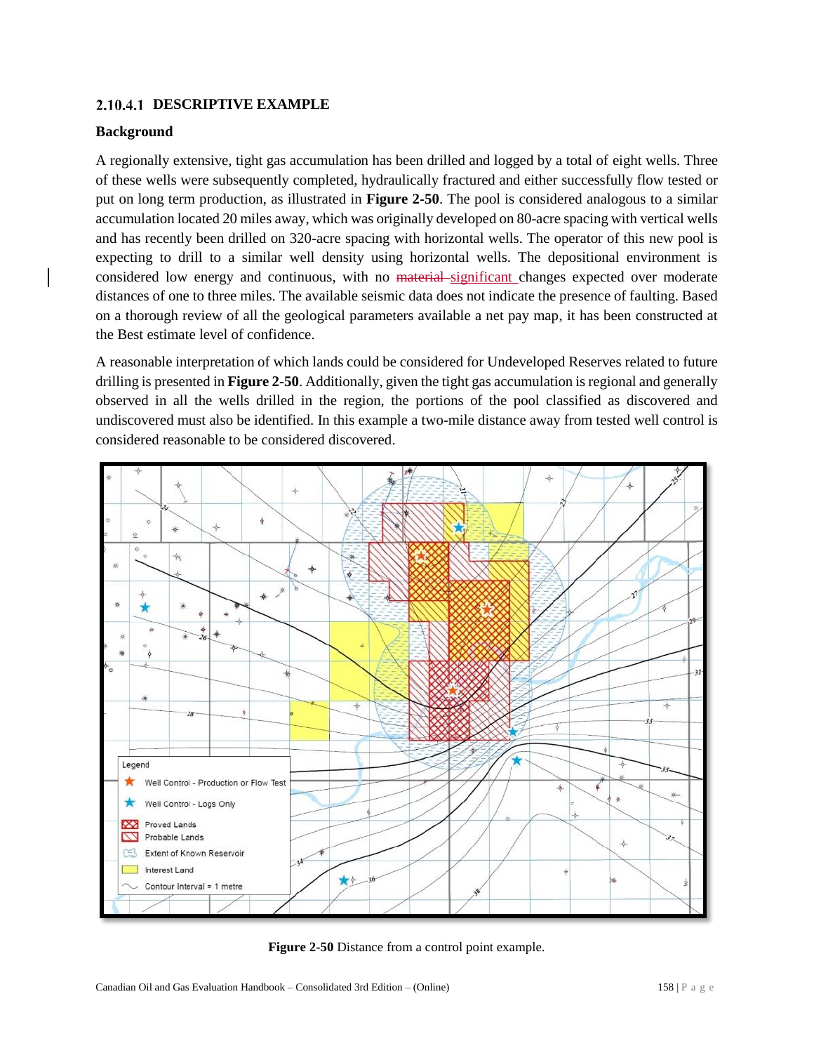### 2.10.4.1 DESCRIPTIVE EXAMPLE

**Background**

A regionally extensive, tight gas accumulation has been drilled and logged by a total of eight wells. Three of these wells were subsequently completed, hydraulically fractured and either successfully flow tested or put on long term production, as illustrated in **Figure 2-50**. The pool is considered analogous to a similar accumulation located 20 miles away, which was originally developed on 80-acre spacing with vertical wells and has recently been drilled on 320-acre spacing with horizontal wells. The operator of this new pool is expecting to drill to a similar well density using horizontal wells. The depositional environment is considered low energy and continuous, with no ~~material~~ significant changes expected over moderate distances of one to three miles. The available seismic data does not indicate the presence of faulting. Based on a thorough review of all the geological parameters available a net pay map, it has been constructed at the Best estimate level of confidence.

A reasonable interpretation of which lands could be considered for Undeveloped Reserves related to future drilling is presented in **Figure 2-50**. Additionally, given the tight gas accumulation is regional and generally observed in all the wells drilled in the region, the portions of the pool classified as discovered and undiscovered must also be identified. In this example a two-mile distance away from tested well control is considered reasonable to be considered discovered.

**Figure 2-50** Distance from a control point example.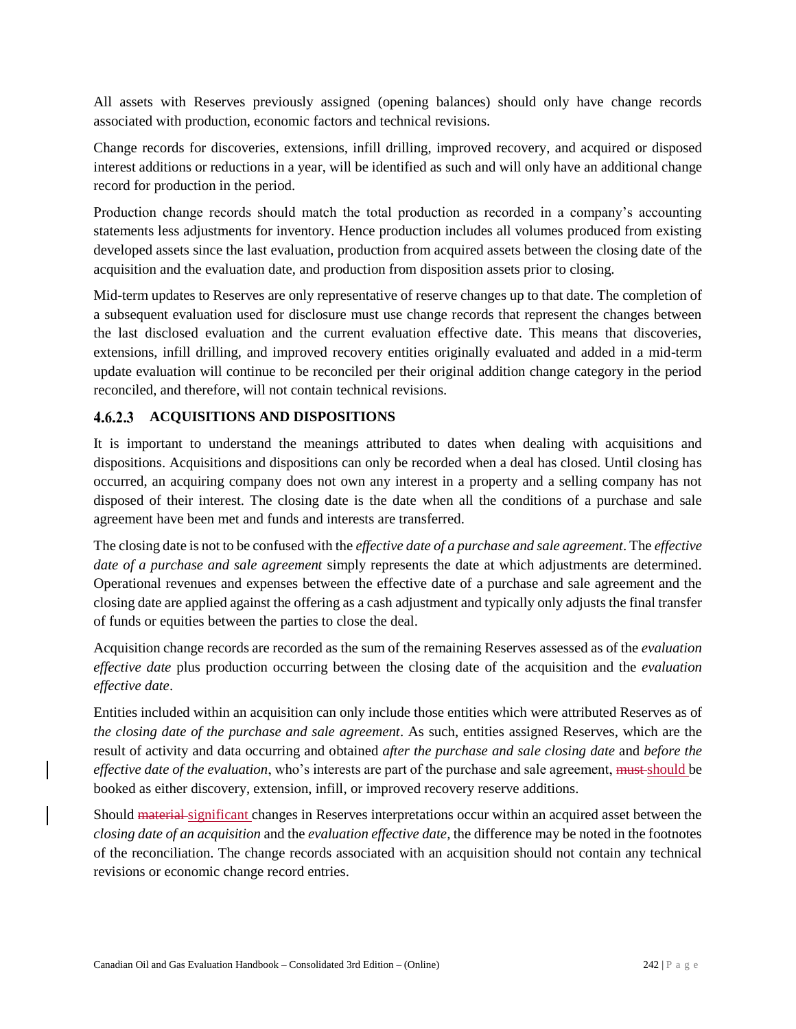All assets with Reserves previously assigned (opening balances) should only have change records associated with production, economic factors and technical revisions.

Change records for discoveries, extensions, infill drilling, improved recovery, and acquired or disposed interest additions or reductions in a year, will be identified as such and will only have an additional change record for production in the period.

Production change records should match the total production as recorded in a company's accounting statements less adjustments for inventory. Hence production includes all volumes produced from existing developed assets since the last evaluation, production from acquired assets between the closing date of the acquisition and the evaluation date, and production from disposition assets prior to closing.

Mid-term updates to Reserves are only representative of reserve changes up to that date. The completion of a subsequent evaluation used for disclosure must use change records that represent the changes between the last disclosed evaluation and the current evaluation effective date. This means that discoveries, extensions, infill drilling, and improved recovery entities originally evaluated and added in a mid-term update evaluation will continue to be reconciled per their original addition change category in the period reconciled, and therefore, will not contain technical revisions.

#### 4.6.2.3 ACQUISITIONS AND DISPOSITIONS

It is important to understand the meanings attributed to dates when dealing with acquisitions and dispositions. Acquisitions and dispositions can only be recorded when a deal has closed. Until closing has occurred, an acquiring company does not own any interest in a property and a selling company has not disposed of their interest. The closing date is the date when all the conditions of a purchase and sale agreement have been met and funds and interests are transferred.

The closing date is not to be confused with the *effective date of a purchase and sale agreement*. The *effective date of a purchase and sale agreement* simply represents the date at which adjustments are determined. Operational revenues and expenses between the effective date of a purchase and sale agreement and the closing date are applied against the offering as a cash adjustment and typically only adjusts the final transfer of funds or equities between the parties to close the deal.

Acquisition change records are recorded as the sum of the remaining Reserves assessed as of the *evaluation effective date* plus production occurring between the closing date of the acquisition and the *evaluation effective date*.

Entities included within an acquisition can only include those entities which were attributed Reserves as of *the closing date of the purchase and sale agreement*. As such, entities assigned Reserves, which are the result of activity and data occurring and obtained *after the purchase and sale closing date* and *before the effective date of the evaluation*, who's interests are part of the purchase and sale agreement, ~~must~~ should be booked as either discovery, extension, infill, or improved recovery reserve additions.

Should ~~material~~ significant changes in Reserves interpretations occur within an acquired asset between the *closing date of an acquisition* and the *evaluation effective date,* the difference may be noted in the footnotes of the reconciliation. The change records associated with an acquisition should not contain any technical revisions or economic change record entries.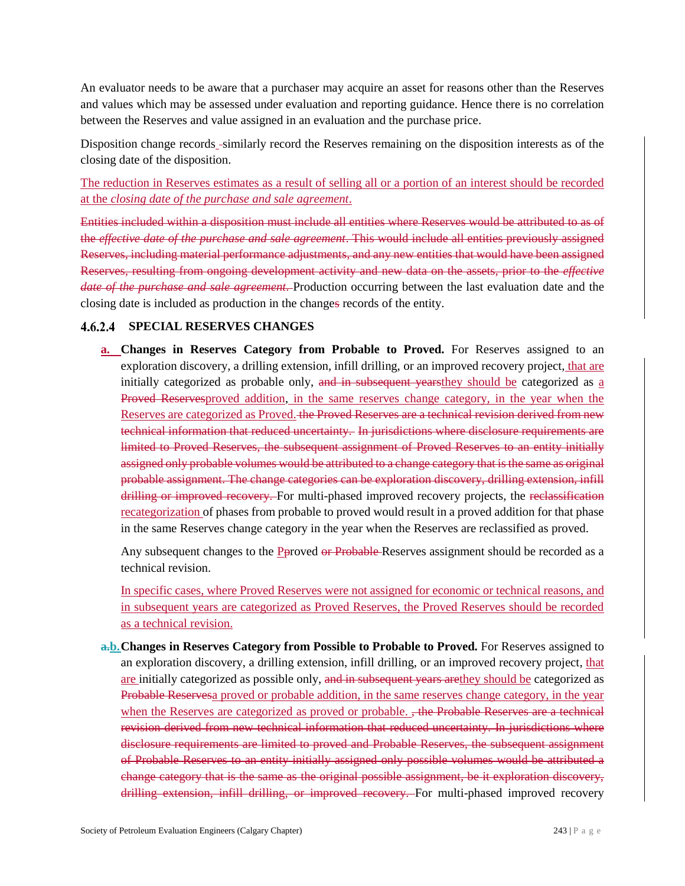An evaluator needs to be aware that a purchaser may acquire an asset for reasons other than the Reserves and values which may be assessed under evaluation and reporting guidance. Hence there is no correlation between the Reserves and value assigned in an evaluation and the purchase price.

Disposition change records ~~-~~similarly record the Reserves remaining on the disposition interests as of the closing date of the disposition.

The reduction in Reserves estimates as a result of selling all or a portion of an interest should be recorded at the *closing date of the purchase and sale agreement*.

~~Entities included within a disposition must include all entities where Reserves would be attributed to as of the *effective date of the purchase and sale agreement*. This would include all entities previously assigned Reserves, including material performance adjustments, and any new entities that would have been assigned Reserves, resulting from ongoing development activity and new data on the assets, prior to the *effective date of the purchase and sale agreement*.~~ Production occurring between the last evaluation date and the closing date is included as production in the change~~s~~ records of the entity.

#### 4.6.2.4 SPECIAL RESERVES CHANGES

**a. Changes in Reserves Category from Probable to Proved.** For Reserves assigned to an exploration discovery, a drilling extension, infill drilling, or an improved recovery project, that are initially categorized as probable only, ~~and in subsequent years~~they should be categorized as a ~~Proved Reserves~~proved addition, in the same reserves change category, in the year when the Reserves are categorized as Proved. ~~the Proved Reserves are a technical revision derived from new technical information that reduced uncertainty. In jurisdictions where disclosure requirements are limited to Proved Reserves, the subsequent assignment of Proved Reserves to an entity initially assigned only probable volumes would be attributed to a change category that is the same as original probable assignment. The change categories can be exploration discovery, drilling extension, infill drilling or improved recovery.~~ For multi-phased improved recovery projects, the ~~reclassification~~ recategorization of phases from probable to proved would result in a proved addition for that phase in the same Reserves change category in the year when the Reserves are reclassified as proved.

Any subsequent changes to the ~~P~~proved ~~or Probable~~ Reserves assignment should be recorded as a technical revision.

In specific cases, where Proved Reserves were not assigned for economic or technical reasons, and in subsequent years are categorized as Proved Reserves, the Proved Reserves should be recorded as a technical revision.

**~~a.~~b. Changes in Reserves Category from Possible to Probable to Proved.** For Reserves assigned to an exploration discovery, a drilling extension, infill drilling, or an improved recovery project, that are initially categorized as possible only, ~~and in subsequent years are~~they should be categorized as ~~Probable Reserves~~a proved or probable addition, in the same reserves change category, in the year when the Reserves are categorized as proved or probable. ~~, the Probable Reserves are a technical revision derived from new technical information that reduced uncertainty. In jurisdictions where disclosure requirements are limited to proved and Probable Reserves, the subsequent assignment of Probable Reserves to an entity initially assigned only possible volumes would be attributed a change category that is the same as the original possible assignment, be it exploration discovery, drilling extension, infill drilling, or improved recovery.~~ For multi-phased improved recovery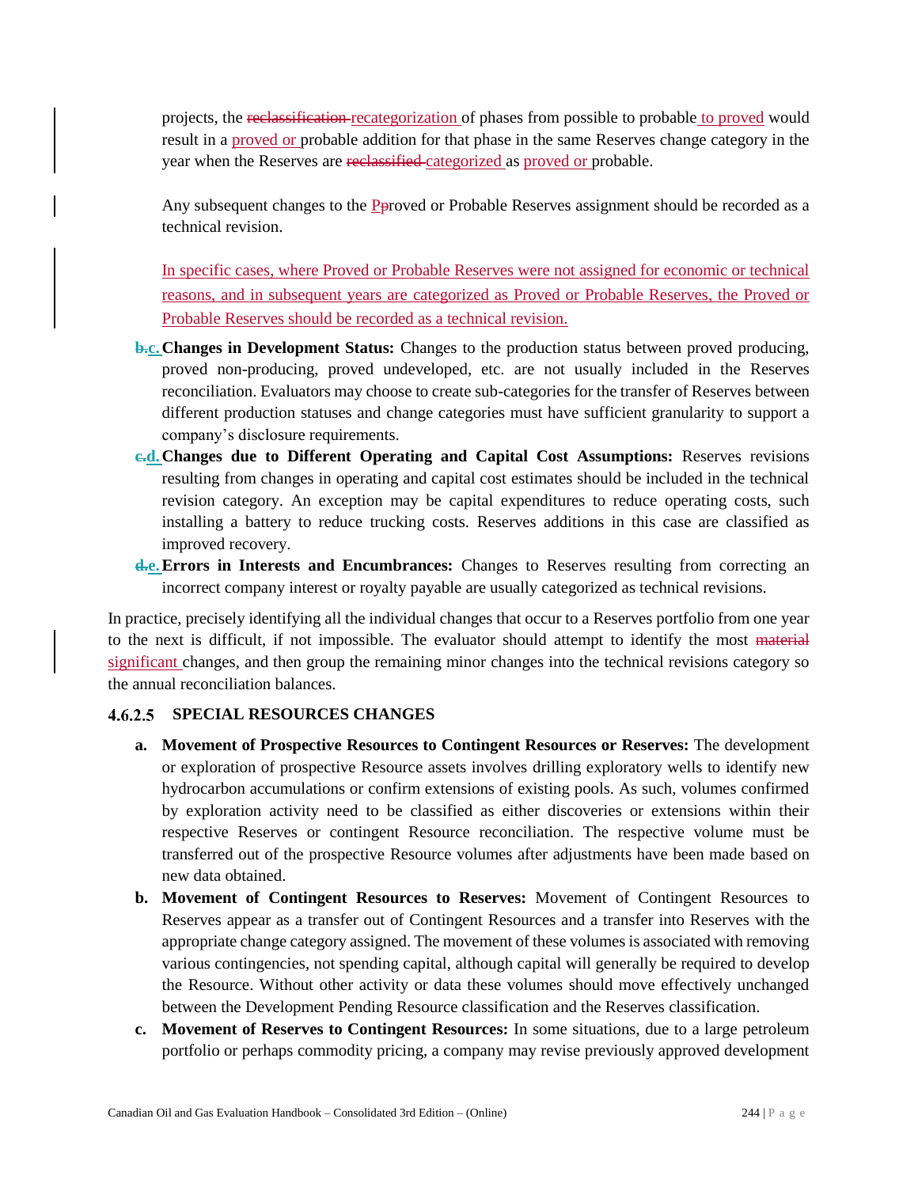projects, the ~~reclassification~~ recategorization of phases from possible to probable to proved would result in a proved or probable addition for that phase in the same Reserves change category in the year when the Reserves are ~~reclassified~~ categorized as proved or probable.

Any subsequent changes to the P~~p~~roved or Probable Reserves assignment should be recorded as a technical revision.

In specific cases, where Proved or Probable Reserves were not assigned for economic or technical reasons, and in subsequent years are categorized as Proved or Probable Reserves, the Proved or Probable Reserves should be recorded as a technical revision.

~~b.~~c. **Changes in Development Status:** Changes to the production status between proved producing, proved non-producing, proved undeveloped, etc. are not usually included in the Reserves reconciliation. Evaluators may choose to create sub-categories for the transfer of Reserves between different production statuses and change categories must have sufficient granularity to support a company's disclosure requirements.

~~c.~~d. **Changes due to Different Operating and Capital Cost Assumptions:** Reserves revisions resulting from changes in operating and capital cost estimates should be included in the technical revision category. An exception may be capital expenditures to reduce operating costs, such installing a battery to reduce trucking costs. Reserves additions in this case are classified as improved recovery.

~~d.~~e. **Errors in Interests and Encumbrances:** Changes to Reserves resulting from correcting an incorrect company interest or royalty payable are usually categorized as technical revisions.

In practice, precisely identifying all the individual changes that occur to a Reserves portfolio from one year to the next is difficult, if not impossible. The evaluator should attempt to identify the most ~~material~~ significant changes, and then group the remaining minor changes into the technical revisions category so the annual reconciliation balances.

#### 4.6.2.5 SPECIAL RESOURCES CHANGES

a. **Movement of Prospective Resources to Contingent Resources or Reserves:** The development or exploration of prospective Resource assets involves drilling exploratory wells to identify new hydrocarbon accumulations or confirm extensions of existing pools. As such, volumes confirmed by exploration activity need to be classified as either discoveries or extensions within their respective Reserves or contingent Resource reconciliation. The respective volume must be transferred out of the prospective Resource volumes after adjustments have been made based on new data obtained.

b. **Movement of Contingent Resources to Reserves:** Movement of Contingent Resources to Reserves appear as a transfer out of Contingent Resources and a transfer into Reserves with the appropriate change category assigned. The movement of these volumes is associated with removing various contingencies, not spending capital, although capital will generally be required to develop the Resource. Without other activity or data these volumes should move effectively unchanged between the Development Pending Resource classification and the Reserves classification.

c. **Movement of Reserves to Contingent Resources:** In some situations, due to a large petroleum portfolio or perhaps commodity pricing, a company may revise previously approved development